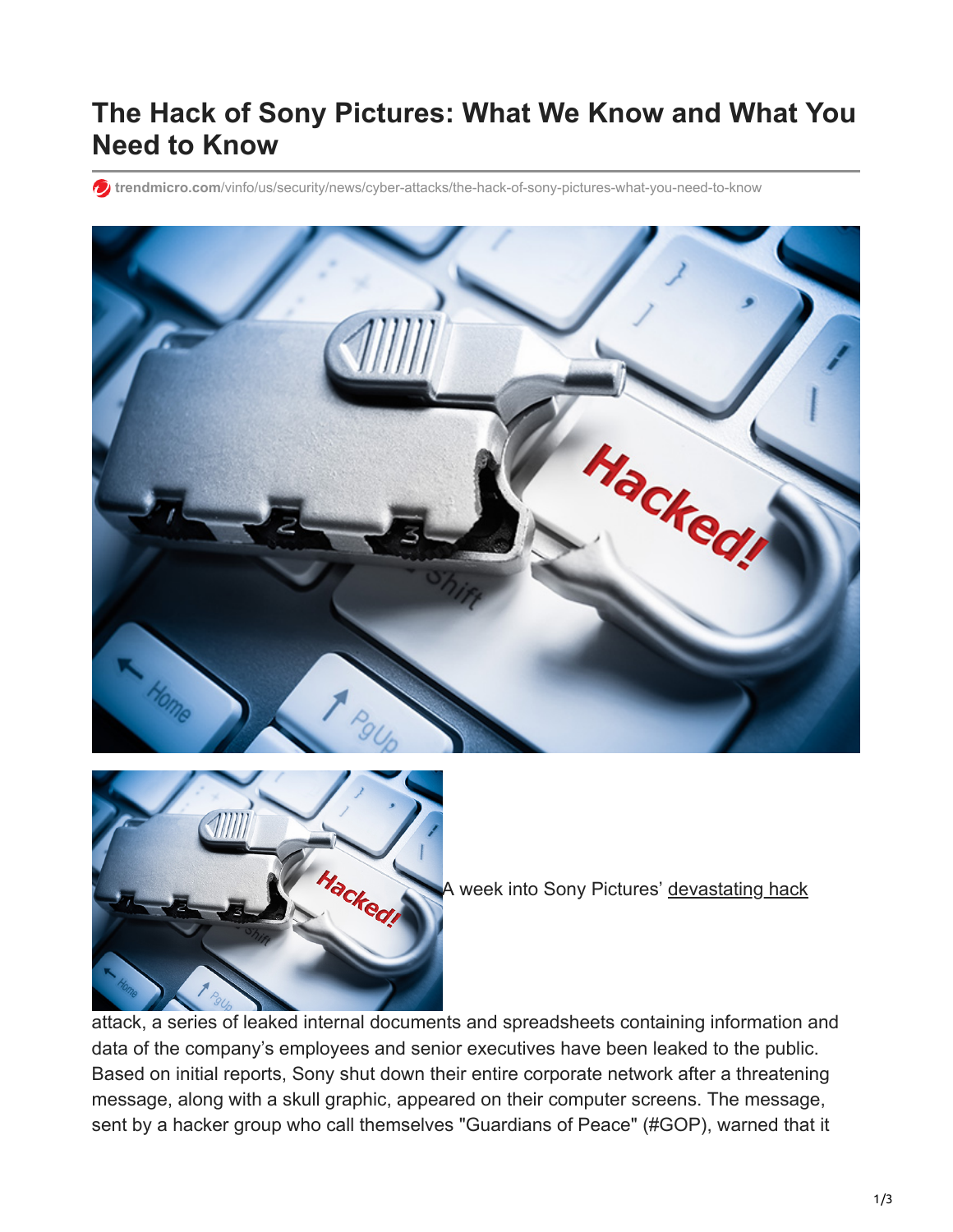# The Hack of Sony Pictures: What We Know and What You Need to Know

trendmicro.com/vinfo/us/security/news/cyber-attacks/the-hack-of-sony-pictures-what-you-need-to-know

A week into Sony Pictures' devastating hack attack, a series of leaked internal documents and spreadsheets containing information and data of the company's employees and senior executives have been leaked to the public. Based on initial reports, Sony shut down their entire corporate network after a threatening message, along with a skull graphic, appeared on their computer screens. The message, sent by a hacker group who call themselves "Guardians of Peace" (#GOP), warned that it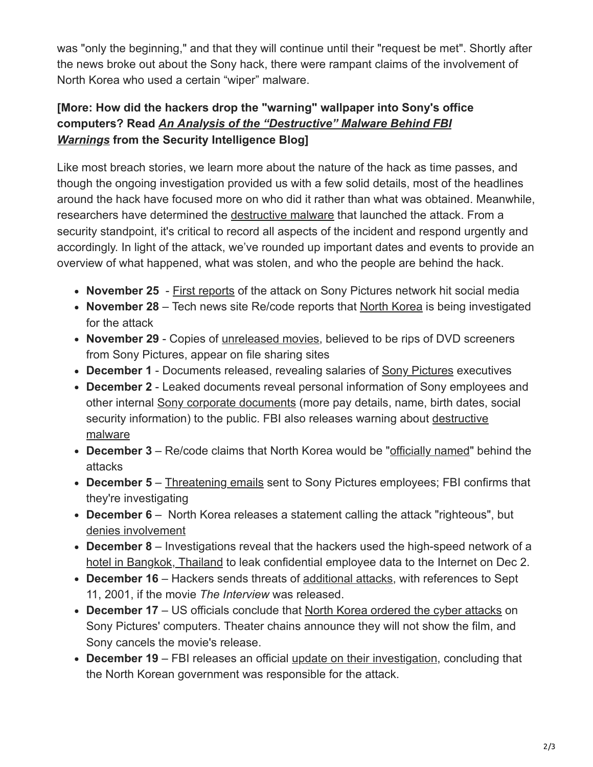was "only the beginning," and that they will continue until their "request be met". Shortly after the news broke out about the Sony hack, there were rampant claims of the involvement of North Korea who used a certain “wiper” malware.

**[More: How did the hackers drop the "warning" wallpaper into Sony's office computers? Read *An Analysis of the “Destructive” Malware Behind FBI Warnings* from the Security Intelligence Blog]**

Like most breach stories, we learn more about the nature of the hack as time passes, and though the ongoing investigation provided us with a few solid details, most of the headlines around the hack have focused more on who did it rather than what was obtained. Meanwhile, researchers have determined the destructive malware that launched the attack. From a security standpoint, it's critical to record all aspects of the incident and respond urgently and accordingly. In light of the attack, we’ve rounded up important dates and events to provide an overview of what happened, what was stolen, and who the people are behind the hack.

- **November 25** - First reports of the attack on Sony Pictures network hit social media
- **November 28** – Tech news site Re/code reports that North Korea is being investigated for the attack
- **November 29** - Copies of unreleased movies, believed to be rips of DVD screeners from Sony Pictures, appear on file sharing sites
- **December 1** - Documents released, revealing salaries of Sony Pictures executives
- **December 2** - Leaked documents reveal personal information of Sony employees and other internal Sony corporate documents (more pay details, name, birth dates, social security information) to the public. FBI also releases warning about destructive malware
- **December 3** – Re/code claims that North Korea would be "officially named" behind the attacks
- **December 5** – Threatening emails sent to Sony Pictures employees; FBI confirms that they're investigating
- **December 6** – North Korea releases a statement calling the attack "righteous", but denies involvement
- **December 8** – Investigations reveal that the hackers used the high-speed network of a hotel in Bangkok, Thailand to leak confidential employee data to the Internet on Dec 2.
- **December 16** – Hackers sends threats of additional attacks, with references to Sept 11, 2001, if the movie *The Interview* was released.
- **December 17** – US officials conclude that North Korea ordered the cyber attacks on Sony Pictures' computers. Theater chains announce they will not show the film, and Sony cancels the movie's release.
- **December 19** – FBI releases an official update on their investigation, concluding that the North Korean government was responsible for the attack.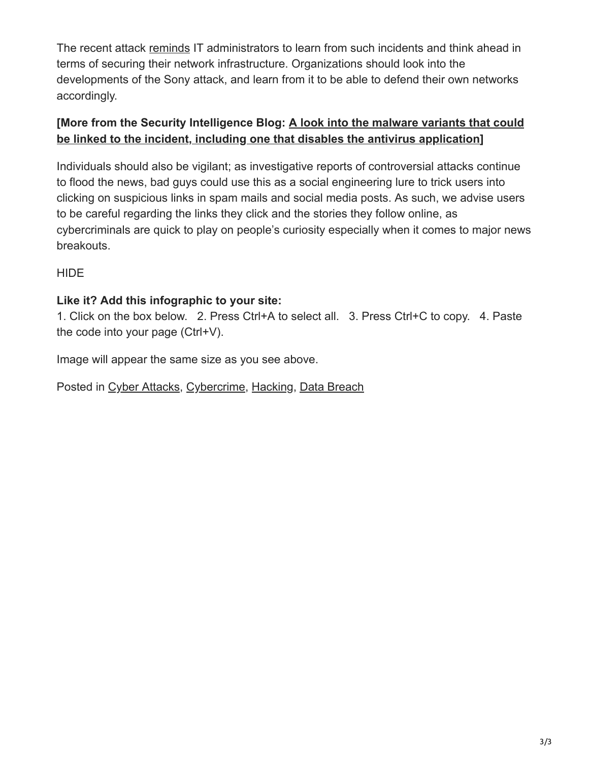The recent attack reminds IT administrators to learn from such incidents and think ahead in terms of securing their network infrastructure. Organizations should look into the developments of the Sony attack, and learn from it to be able to defend their own networks accordingly.

**[More from the Security Intelligence Blog: A look into the malware variants that could be linked to the incident, including one that disables the antivirus application]**

Individuals should also be vigilant; as investigative reports of controversial attacks continue to flood the news, bad guys could use this as a social engineering lure to trick users into clicking on suspicious links in spam mails and social media posts. As such, we advise users to be careful regarding the links they click and the stories they follow online, as cybercriminals are quick to play on people's curiosity especially when it comes to major news breakouts.

HIDE

**Like it? Add this infographic to your site:**
1. Click on the box below. 2. Press Ctrl+A to select all. 3. Press Ctrl+C to copy. 4. Paste the code into your page (Ctrl+V).

Image will appear the same size as you see above.

Posted in Cyber Attacks, Cybercrime, Hacking, Data Breach